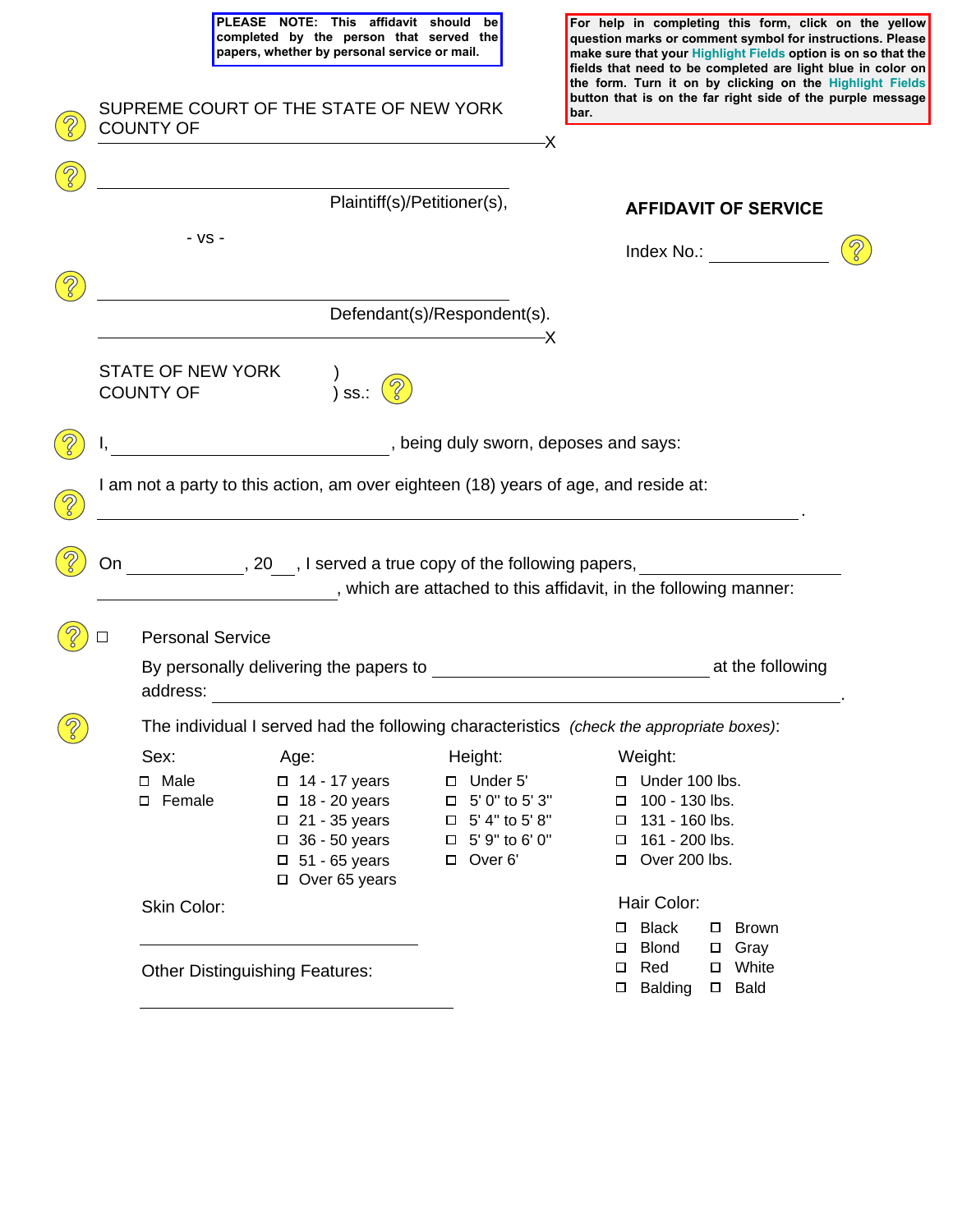**PLEASE NOTE: This affidavit should be completed by the person that served the papers, whether by personal service or mail.**

**For help in completing this form, click on the yellow question marks or comment symbol for instructions. Please make sure that your Highlight Fields option is on so that the fields that need to be completed are light blue in color on the form. Turn it on by clicking on the Highlight Fields button that is on the far right side of the purple message bar.**

SUPREME COURT OF THE STATE OF NEW YORK
COUNTY OF ______________________________________________X

______________________________________________
Plaintiff(s)/Petitioner(s),

- vs -

______________________________________________
Defendant(s)/Respondent(s).
______________________________________________X

## AFFIDAVIT OF SERVICE

Index No.: ______________

STATE OF NEW YORK )
COUNTY OF ) ss.:

I, ______________________________, being duly sworn, deposes and says:

I am not a party to this action, am over eighteen (18) years of age, and reside at:
__________________________________________________________________________.

On ____________, 20__, I served a true copy of the following papers, ____________________ ______________________, which are attached to this affidavit, in the following manner:

☐ Personal Service

By personally delivering the papers to ______________________________ at the following address: __________________________________________________________________.

The individual I served had the following characteristics *(check the appropriate boxes)*:

| Sex: | Age: | Height: | Weight: |
|---|---|---|---|
| ☐ Male | ☐ 14 - 17 years | ☐ Under 5' | ☐ Under 100 lbs. |
| ☐ Female | ☐ 18 - 20 years | ☐ 5' 0" to 5' 3" | ☐ 100 - 130 lbs. |
| | ☐ 21 - 35 years | ☐ 5' 4" to 5' 8" | ☐ 131 - 160 lbs. |
| | ☐ 36 - 50 years | ☐ 5' 9" to 6' 0" | ☐ 161 - 200 lbs. |
| | ☐ 51 - 65 years | ☐ Over 6' | ☐ Over 200 lbs. |
| | ☐ Over 65 years | | |

Skin Color:

______________________________

Other Distinguishing Features:

__________________________________

Hair Color:

| | |
|---|---|
| ☐ Black | ☐ Brown |
| ☐ Blond | ☐ Gray |
| ☐ Red | ☐ White |
| ☐ Balding | ☐ Bald |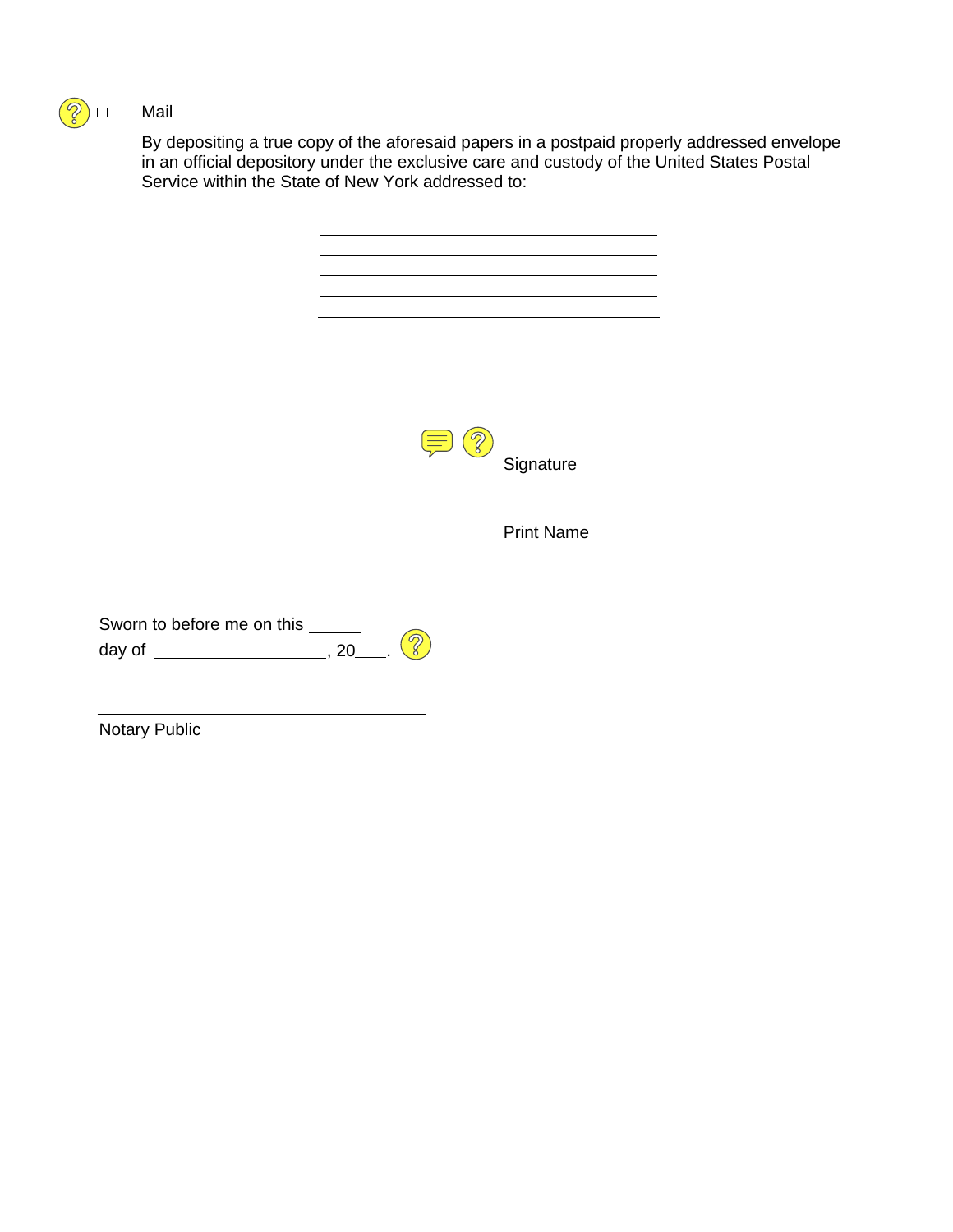☐ Mail

By depositing a true copy of the aforesaid papers in a postpaid properly addressed envelope in an official depository under the exclusive care and custody of the United States Postal Service within the State of New York addressed to:

\_\_\_\_\_\_\_\_\_\_\_\_\_\_\_\_\_\_\_\_\_\_\_\_\_\_\_\_\_\_\_\_\_\_\_\_\_\_\_\_
\_\_\_\_\_\_\_\_\_\_\_\_\_\_\_\_\_\_\_\_\_\_\_\_\_\_\_\_\_\_\_\_\_\_\_\_\_\_\_\_
\_\_\_\_\_\_\_\_\_\_\_\_\_\_\_\_\_\_\_\_\_\_\_\_\_\_\_\_\_\_\_\_\_\_\_\_\_\_\_\_
\_\_\_\_\_\_\_\_\_\_\_\_\_\_\_\_\_\_\_\_\_\_\_\_\_\_\_\_\_\_\_\_\_\_\_\_\_\_\_\_
\_\_\_\_\_\_\_\_\_\_\_\_\_\_\_\_\_\_\_\_\_\_\_\_\_\_\_\_\_\_\_\_\_\_\_\_\_\_\_\_

\_\_\_\_\_\_\_\_\_\_\_\_\_\_\_\_\_\_\_\_\_\_\_\_\_\_\_\_\_\_\_\_\_\_\_\_\_\_\_\_
Signature

\_\_\_\_\_\_\_\_\_\_\_\_\_\_\_\_\_\_\_\_\_\_\_\_\_\_\_\_\_\_\_\_\_\_\_\_\_\_\_\_
Print Name

Sworn to before me on this \_\_\_\_\_\_
day of \_\_\_\_\_\_\_\_\_\_\_\_\_\_\_\_\_\_\_\_, 20\_\_\_\_.

\_\_\_\_\_\_\_\_\_\_\_\_\_\_\_\_\_\_\_\_\_\_\_\_\_\_\_\_\_\_\_\_\_\_\_\_\_\_\_\_
Notary Public